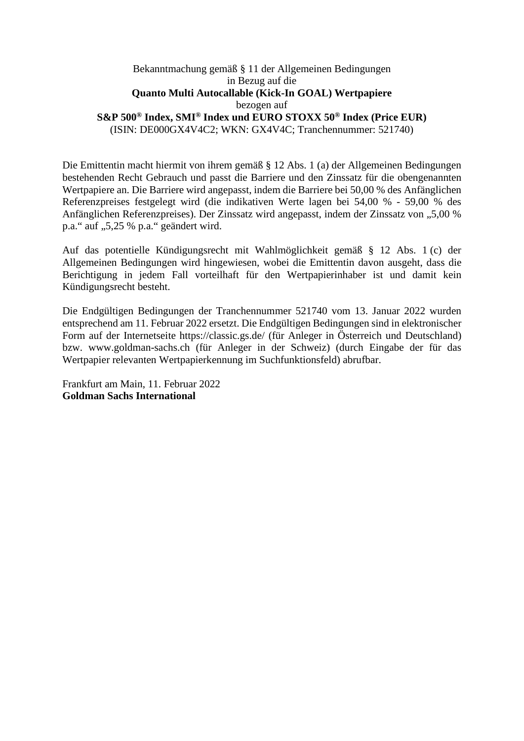Bekanntmachung gemäß § 11 der Allgemeinen Bedingungen
in Bezug auf die
**Quanto Multi Autocallable (Kick-In GOAL) Wertpapiere**
bezogen auf
**S&P 500® Index, SMI® Index und EURO STOXX 50® Index (Price EUR)**
(ISIN: DE000GX4V4C2; WKN: GX4V4C; Tranchennummer: 521740)

Die Emittentin macht hiermit von ihrem gemäß § 12 Abs. 1 (a) der Allgemeinen Bedingungen bestehenden Recht Gebrauch und passt die Barriere und den Zinssatz für die obengenannten Wertpapiere an. Die Barriere wird angepasst, indem die Barriere bei 50,00 % des Anfänglichen Referenzpreises festgelegt wird (die indikativen Werte lagen bei 54,00 % - 59,00 % des Anfänglichen Referenzpreises). Der Zinssatz wird angepasst, indem der Zinssatz von „5,00 % p.a." auf „5,25 % p.a." geändert wird.

Auf das potentielle Kündigungsrecht mit Wahlmöglichkeit gemäß § 12 Abs. 1 (c) der Allgemeinen Bedingungen wird hingewiesen, wobei die Emittentin davon ausgeht, dass die Berichtigung in jedem Fall vorteilhaft für den Wertpapierinhaber ist und damit kein Kündigungsrecht besteht.

Die Endgültigen Bedingungen der Tranchennummer 521740 vom 13. Januar 2022 wurden entsprechend am 11. Februar 2022 ersetzt. Die Endgültigen Bedingungen sind in elektronischer Form auf der Internetseite https://classic.gs.de/ (für Anleger in Österreich und Deutschland) bzw. www.goldman-sachs.ch (für Anleger in der Schweiz) (durch Eingabe der für das Wertpapier relevanten Wertpapierkennung im Suchfunktionsfeld) abrufbar.

Frankfurt am Main, 11. Februar 2022
**Goldman Sachs International**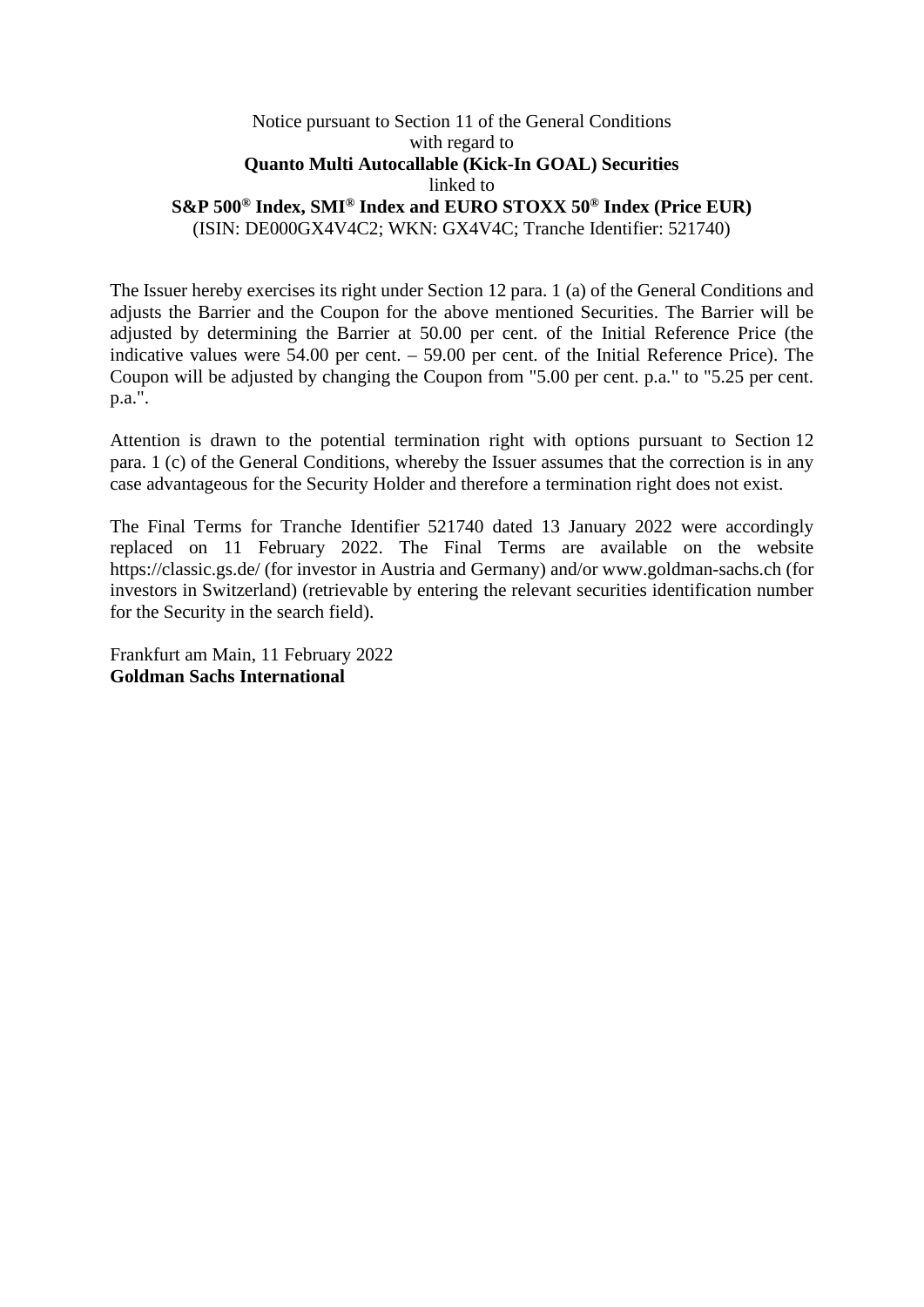Notice pursuant to Section 11 of the General Conditions
with regard to
**Quanto Multi Autocallable (Kick-In GOAL) Securities**
linked to
**S&P 500® Index, SMI® Index and EURO STOXX 50® Index (Price EUR)**
(ISIN: DE000GX4V4C2; WKN: GX4V4C; Tranche Identifier: 521740)

The Issuer hereby exercises its right under Section 12 para. 1 (a) of the General Conditions and adjusts the Barrier and the Coupon for the above mentioned Securities. The Barrier will be adjusted by determining the Barrier at 50.00 per cent. of the Initial Reference Price (the indicative values were 54.00 per cent. – 59.00 per cent. of the Initial Reference Price). The Coupon will be adjusted by changing the Coupon from "5.00 per cent. p.a." to "5.25 per cent. p.a.".

Attention is drawn to the potential termination right with options pursuant to Section 12 para. 1 (c) of the General Conditions, whereby the Issuer assumes that the correction is in any case advantageous for the Security Holder and therefore a termination right does not exist.

The Final Terms for Tranche Identifier 521740 dated 13 January 2022 were accordingly replaced on 11 February 2022. The Final Terms are available on the website https://classic.gs.de/ (for investor in Austria and Germany) and/or www.goldman-sachs.ch (for investors in Switzerland) (retrievable by entering the relevant securities identification number for the Security in the search field).

Frankfurt am Main, 11 February 2022
**Goldman Sachs International**